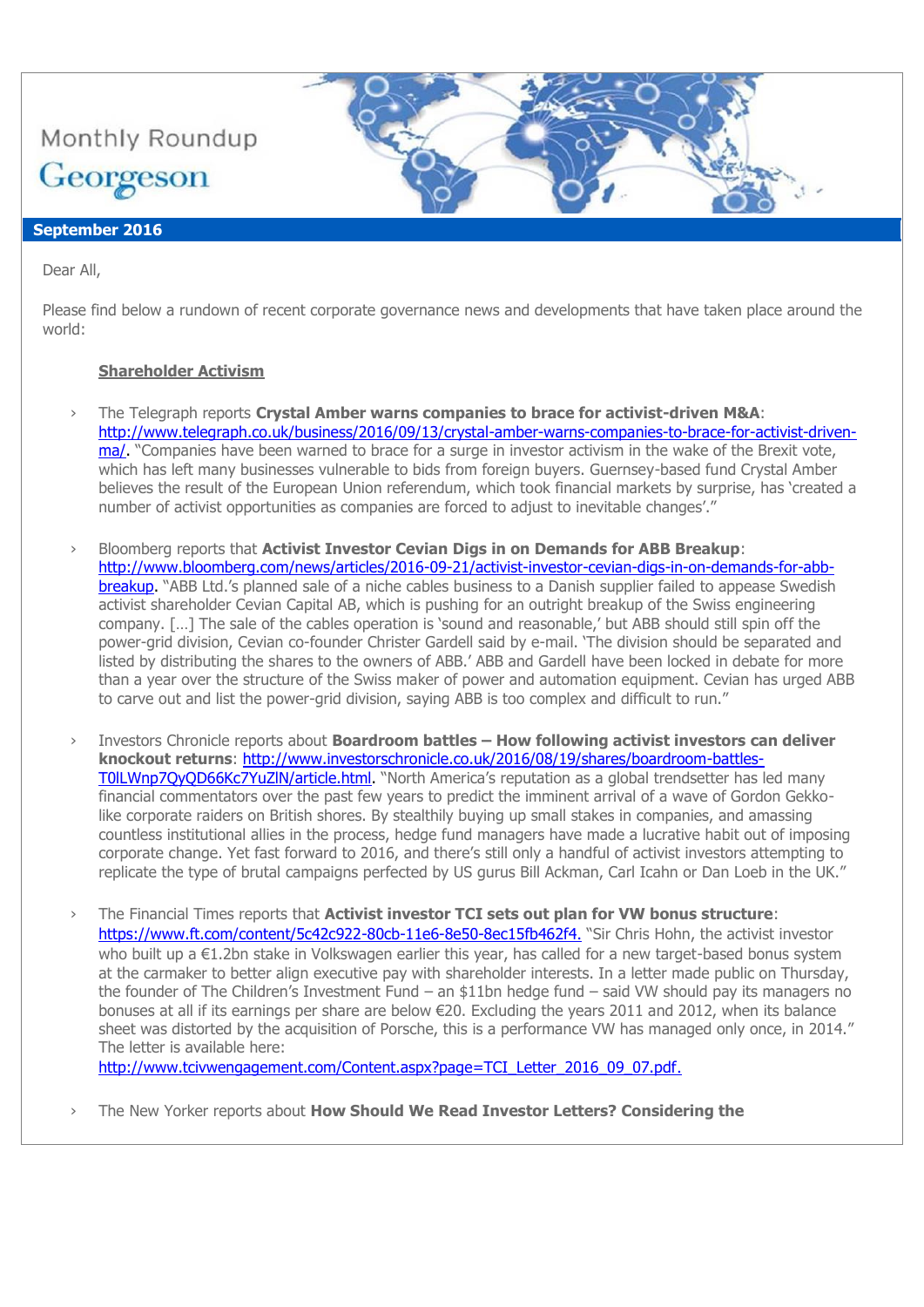Monthly Roundup

Georgeson

**September 2016**

Dear All,

Please find below a rundown of recent corporate governance news and developments that have taken place around the world:

**Shareholder Activism**

- The Telegraph reports **Crystal Amber warns companies to brace for activist-driven M&A**: http://www.telegraph.co.uk/business/2016/09/13/crystal-amber-warns-companies-to-brace-for-activist-driven-ma/. "Companies have been warned to brace for a surge in investor activism in the wake of the Brexit vote, which has left many businesses vulnerable to bids from foreign buyers. Guernsey-based fund Crystal Amber believes the result of the European Union referendum, which took financial markets by surprise, has 'created a number of activist opportunities as companies are forced to adjust to inevitable changes'."

- Bloomberg reports that **Activist Investor Cevian Digs in on Demands for ABB Breakup**: http://www.bloomberg.com/news/articles/2016-09-21/activist-investor-cevian-digs-in-on-demands-for-abb-breakup. "ABB Ltd.'s planned sale of a niche cables business to a Danish supplier failed to appease Swedish activist shareholder Cevian Capital AB, which is pushing for an outright breakup of the Swiss engineering company. […] The sale of the cables operation is 'sound and reasonable,' but ABB should still spin off the power-grid division, Cevian co-founder Christer Gardell said by e-mail. 'The division should be separated and listed by distributing the shares to the owners of ABB.' ABB and Gardell have been locked in debate for more than a year over the structure of the Swiss maker of power and automation equipment. Cevian has urged ABB to carve out and list the power-grid division, saying ABB is too complex and difficult to run."

- Investors Chronicle reports about **Boardroom battles – How following activist investors can deliver knockout returns**: http://www.investorschronicle.co.uk/2016/08/19/shares/boardroom-battles-T0lLWnp7QyQD66Kc7YuZlN/article.html. "North America's reputation as a global trendsetter has led many financial commentators over the past few years to predict the imminent arrival of a wave of Gordon Gekko-like corporate raiders on British shores. By stealthily buying up small stakes in companies, and amassing countless institutional allies in the process, hedge fund managers have made a lucrative habit out of imposing corporate change. Yet fast forward to 2016, and there's still only a handful of activist investors attempting to replicate the type of brutal campaigns perfected by US gurus Bill Ackman, Carl Icahn or Dan Loeb in the UK."

- The Financial Times reports that **Activist investor TCI sets out plan for VW bonus structure**: https://www.ft.com/content/5c42c922-80cb-11e6-8e50-8ec15fb462f4. "Sir Chris Hohn, the activist investor who built up a €1.2bn stake in Volkswagen earlier this year, has called for a new target-based bonus system at the carmaker to better align executive pay with shareholder interests. In a letter made public on Thursday, the founder of The Children's Investment Fund – an $11bn hedge fund – said VW should pay its managers no bonuses at all if its earnings per share are below €20. Excluding the years 2011 and 2012, when its balance sheet was distorted by the acquisition of Porsche, this is a performance VW has managed only once, in 2014." The letter is available here: http://www.tcivwengagement.com/Content.aspx?page=TCI_Letter_2016_09_07.pdf.

- The New Yorker reports about **How Should We Read Investor Letters? Considering the**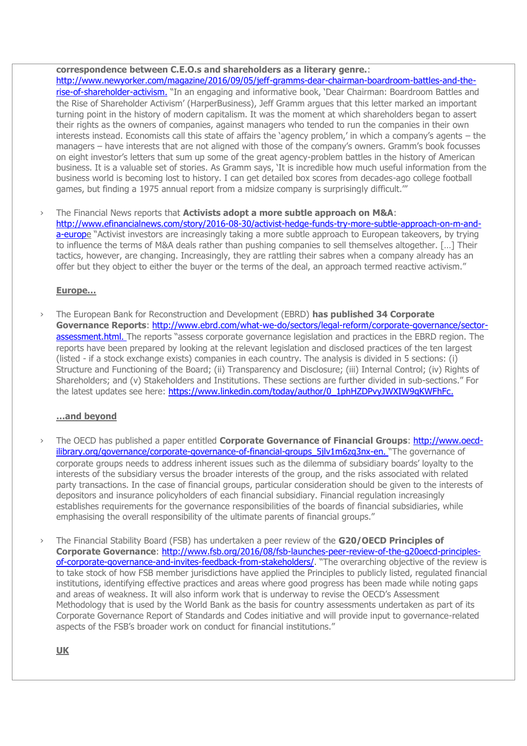**correspondence between C.E.O.s and shareholders as a literary genre.**: http://www.newyorker.com/magazine/2016/09/05/jeff-gramms-dear-chairman-boardroom-battles-and-the-rise-of-shareholder-activism. "In an engaging and informative book, 'Dear Chairman: Boardroom Battles and the Rise of Shareholder Activism' (HarperBusiness), Jeff Gramm argues that this letter marked an important turning point in the history of modern capitalism. It was the moment at which shareholders began to assert their rights as the owners of companies, against managers who tended to run the companies in their own interests instead. Economists call this state of affairs the 'agency problem,' in which a company's agents – the managers – have interests that are not aligned with those of the company's owners. Gramm's book focusses on eight investor's letters that sum up some of the great agency-problem battles in the history of American business. It is a valuable set of stories. As Gramm says, 'It is incredible how much useful information from the business world is becoming lost to history. I can get detailed box scores from decades-ago college football games, but finding a 1975 annual report from a midsize company is surprisingly difficult.'"

› The Financial News reports that **Activists adopt a more subtle approach on M&A**: http://www.efinancialnews.com/story/2016-08-30/activist-hedge-funds-try-more-subtle-approach-on-m-and-a-europe "Activist investors are increasingly taking a more subtle approach to European takeovers, by trying to influence the terms of M&A deals rather than pushing companies to sell themselves altogether. […] Their tactics, however, are changing. Increasingly, they are rattling their sabres when a company already has an offer but they object to either the buyer or the terms of the deal, an approach termed reactive activism."

**Europe…**

› The European Bank for Reconstruction and Development (EBRD) **has published 34 Corporate Governance Reports**: http://www.ebrd.com/what-we-do/sectors/legal-reform/corporate-governance/sector-assessment.html. The reports "assess corporate governance legislation and practices in the EBRD region. The reports have been prepared by looking at the relevant legislation and disclosed practices of the ten largest (listed - if a stock exchange exists) companies in each country. The analysis is divided in 5 sections: (i) Structure and Functioning of the Board; (ii) Transparency and Disclosure; (iii) Internal Control; (iv) Rights of Shareholders; and (v) Stakeholders and Institutions. These sections are further divided in sub-sections." For the latest updates see here: https://www.linkedin.com/today/author/0_1phHZDPvyJWXIW9qKWFhFc.

**…and beyond**

› The OECD has published a paper entitled **Corporate Governance of Financial Groups**: http://www.oecd-ilibrary.org/governance/corporate-governance-of-financial-groups_5jlv1m6zq3nx-en. "The governance of corporate groups needs to address inherent issues such as the dilemma of subsidiary boards' loyalty to the interests of the subsidiary versus the broader interests of the group, and the risks associated with related party transactions. In the case of financial groups, particular consideration should be given to the interests of depositors and insurance policyholders of each financial subsidiary. Financial regulation increasingly establishes requirements for the governance responsibilities of the boards of financial subsidiaries, while emphasising the overall responsibility of the ultimate parents of financial groups."

› The Financial Stability Board (FSB) has undertaken a peer review of the **G20/OECD Principles of Corporate Governance**: http://www.fsb.org/2016/08/fsb-launches-peer-review-of-the-g20oecd-principles-of-corporate-governance-and-invites-feedback-from-stakeholders/. "The overarching objective of the review is to take stock of how FSB member jurisdictions have applied the Principles to publicly listed, regulated financial institutions, identifying effective practices and areas where good progress has been made while noting gaps and areas of weakness. It will also inform work that is underway to revise the OECD's Assessment Methodology that is used by the World Bank as the basis for country assessments undertaken as part of its Corporate Governance Report of Standards and Codes initiative and will provide input to governance-related aspects of the FSB's broader work on conduct for financial institutions."

**UK**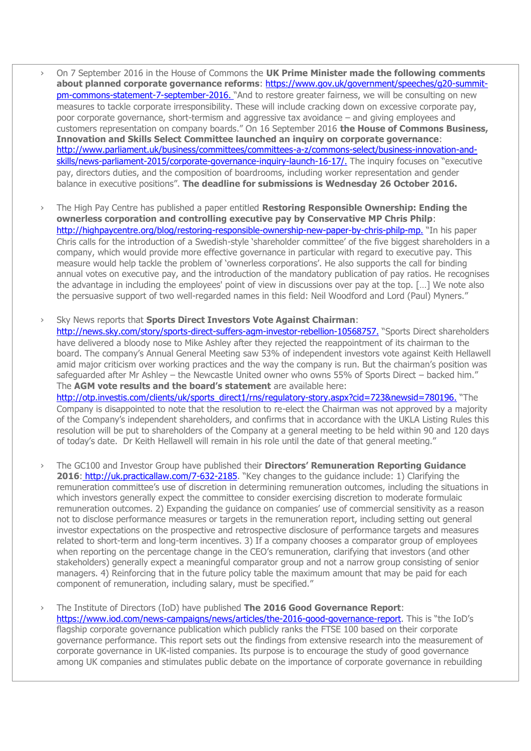- On 7 September 2016 in the House of Commons the **UK Prime Minister made the following comments about planned corporate governance reforms**: https://www.gov.uk/government/speeches/g20-summit-pm-commons-statement-7-september-2016. "And to restore greater fairness, we will be consulting on new measures to tackle corporate irresponsibility. These will include cracking down on excessive corporate pay, poor corporate governance, short-termism and aggressive tax avoidance – and giving employees and customers representation on company boards." On 16 September 2016 **the House of Commons Business, Innovation and Skills Select Committee launched an inquiry on corporate governance**: http://www.parliament.uk/business/committees/committees-a-z/commons-select/business-innovation-and-skills/news-parliament-2015/corporate-governance-inquiry-launch-16-17/. The inquiry focuses on "executive pay, directors duties, and the composition of boardrooms, including worker representation and gender balance in executive positions". **The deadline for submissions is Wednesday 26 October 2016.**

- The High Pay Centre has published a paper entitled **Restoring Responsible Ownership: Ending the ownerless corporation and controlling executive pay by Conservative MP Chris Philp**: http://highpaycentre.org/blog/restoring-responsible-ownership-new-paper-by-chris-philp-mp. "In his paper Chris calls for the introduction of a Swedish-style 'shareholder committee' of the five biggest shareholders in a company, which would provide more effective governance in particular with regard to executive pay. This measure would help tackle the problem of 'ownerless corporations'. He also supports the call for binding annual votes on executive pay, and the introduction of the mandatory publication of pay ratios. He recognises the advantage in including the employees' point of view in discussions over pay at the top. […] We note also the persuasive support of two well-regarded names in this field: Neil Woodford and Lord (Paul) Myners."

- Sky News reports that **Sports Direct Investors Vote Against Chairman**: http://news.sky.com/story/sports-direct-suffers-agm-investor-rebellion-10568757. "Sports Direct shareholders have delivered a bloody nose to Mike Ashley after they rejected the reappointment of its chairman to the board. The company's Annual General Meeting saw 53% of independent investors vote against Keith Hellawell amid major criticism over working practices and the way the company is run. But the chairman's position was safeguarded after Mr Ashley – the Newcastle United owner who owns 55% of Sports Direct – backed him." The **AGM vote results and the board's statement** are available here: http://otp.investis.com/clients/uk/sports_direct1/rns/regulatory-story.aspx?cid=723&newsid=780196. "The Company is disappointed to note that the resolution to re-elect the Chairman was not approved by a majority of the Company's independent shareholders, and confirms that in accordance with the UKLA Listing Rules this resolution will be put to shareholders of the Company at a general meeting to be held within 90 and 120 days of today's date. Dr Keith Hellawell will remain in his role until the date of that general meeting."

- The GC100 and Investor Group have published their **Directors' Remuneration Reporting Guidance 2016**: http://uk.practicallaw.com/7-632-2185. "Key changes to the guidance include: 1) Clarifying the remuneration committee's use of discretion in determining remuneration outcomes, including the situations in which investors generally expect the committee to consider exercising discretion to moderate formulaic remuneration outcomes. 2) Expanding the guidance on companies' use of commercial sensitivity as a reason not to disclose performance measures or targets in the remuneration report, including setting out general investor expectations on the prospective and retrospective disclosure of performance targets and measures related to short-term and long-term incentives. 3) If a company chooses a comparator group of employees when reporting on the percentage change in the CEO's remuneration, clarifying that investors (and other stakeholders) generally expect a meaningful comparator group and not a narrow group consisting of senior managers. 4) Reinforcing that in the future policy table the maximum amount that may be paid for each component of remuneration, including salary, must be specified."

- The Institute of Directors (IoD) have published **The 2016 Good Governance Report**: https://www.iod.com/news-campaigns/news/articles/the-2016-good-governance-report. This is "the IoD's flagship corporate governance publication which publicly ranks the FTSE 100 based on their corporate governance performance. This report sets out the findings from extensive research into the measurement of corporate governance in UK-listed companies. Its purpose is to encourage the study of good governance among UK companies and stimulates public debate on the importance of corporate governance in rebuilding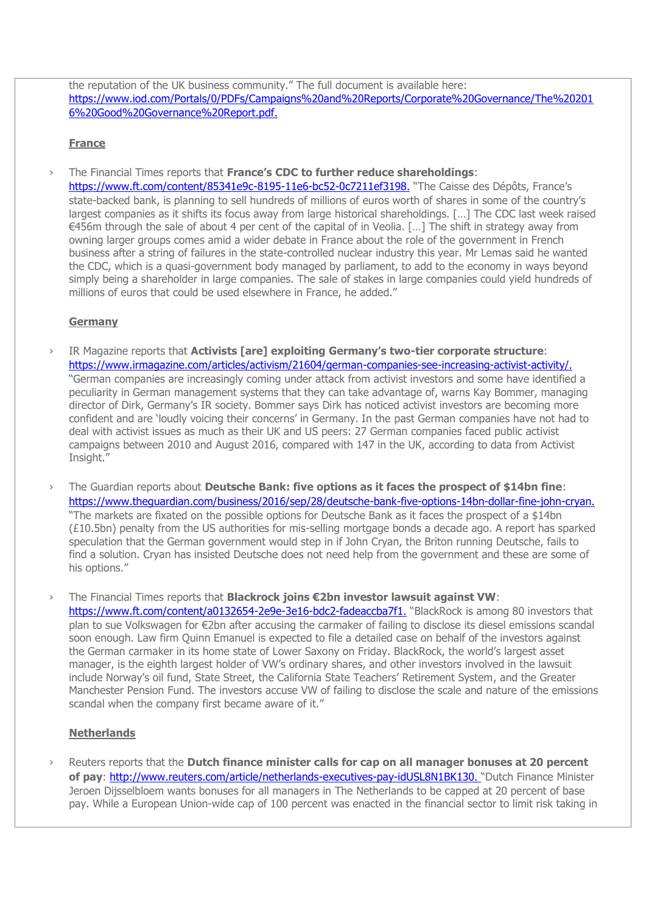the reputation of the UK business community." The full document is available here: https://www.iod.com/Portals/0/PDFs/Campaigns%20and%20Reports/Corporate%20Governance/The%202016%20Good%20Governance%20Report.pdf.

## France

- The Financial Times reports that **France's CDC to further reduce shareholdings**: https://www.ft.com/content/85341e9c-8195-11e6-bc52-0c7211ef3198. "The Caisse des Dépôts, France's state-backed bank, is planning to sell hundreds of millions of euros worth of shares in some of the country's largest companies as it shifts its focus away from large historical shareholdings. […] The CDC last week raised €456m through the sale of about 4 per cent of the capital of in Veolia. […] The shift in strategy away from owning larger groups comes amid a wider debate in France about the role of the government in French business after a string of failures in the state-controlled nuclear industry this year. Mr Lemas said he wanted the CDC, which is a quasi-government body managed by parliament, to add to the economy in ways beyond simply being a shareholder in large companies. The sale of stakes in large companies could yield hundreds of millions of euros that could be used elsewhere in France, he added."

## Germany

- IR Magazine reports that **Activists [are] exploiting Germany's two-tier corporate structure**: https://www.irmagazine.com/articles/activism/21604/german-companies-see-increasing-activist-activity/. "German companies are increasingly coming under attack from activist investors and some have identified a peculiarity in German management systems that they can take advantage of, warns Kay Bommer, managing director of Dirk, Germany's IR society. Bommer says Dirk has noticed activist investors are becoming more confident and are 'loudly voicing their concerns' in Germany. In the past German companies have not had to deal with activist issues as much as their UK and US peers: 27 German companies faced public activist campaigns between 2010 and August 2016, compared with 147 in the UK, according to data from Activist Insight."

- The Guardian reports about **Deutsche Bank: five options as it faces the prospect of $14bn fine**: https://www.theguardian.com/business/2016/sep/28/deutsche-bank-five-options-14bn-dollar-fine-john-cryan. "The markets are fixated on the possible options for Deutsche Bank as it faces the prospect of a $14bn (£10.5bn) penalty from the US authorities for mis-selling mortgage bonds a decade ago. A report has sparked speculation that the German government would step in if John Cryan, the Briton running Deutsche, fails to find a solution. Cryan has insisted Deutsche does not need help from the government and these are some of his options."

- The Financial Times reports that **Blackrock joins €2bn investor lawsuit against VW**: https://www.ft.com/content/a0132654-2e9e-3e16-bdc2-fadeaccba7f1. "BlackRock is among 80 investors that plan to sue Volkswagen for €2bn after accusing the carmaker of failing to disclose its diesel emissions scandal soon enough. Law firm Quinn Emanuel is expected to file a detailed case on behalf of the investors against the German carmaker in its home state of Lower Saxony on Friday. BlackRock, the world's largest asset manager, is the eighth largest holder of VW's ordinary shares, and other investors involved in the lawsuit include Norway's oil fund, State Street, the California State Teachers' Retirement System, and the Greater Manchester Pension Fund. The investors accuse VW of failing to disclose the scale and nature of the emissions scandal when the company first became aware of it."

## Netherlands

- Reuters reports that the **Dutch finance minister calls for cap on all manager bonuses at 20 percent of pay**: http://www.reuters.com/article/netherlands-executives-pay-idUSL8N1BK130. "Dutch Finance Minister Jeroen Dijsselbloem wants bonuses for all managers in The Netherlands to be capped at 20 percent of base pay. While a European Union-wide cap of 100 percent was enacted in the financial sector to limit risk taking in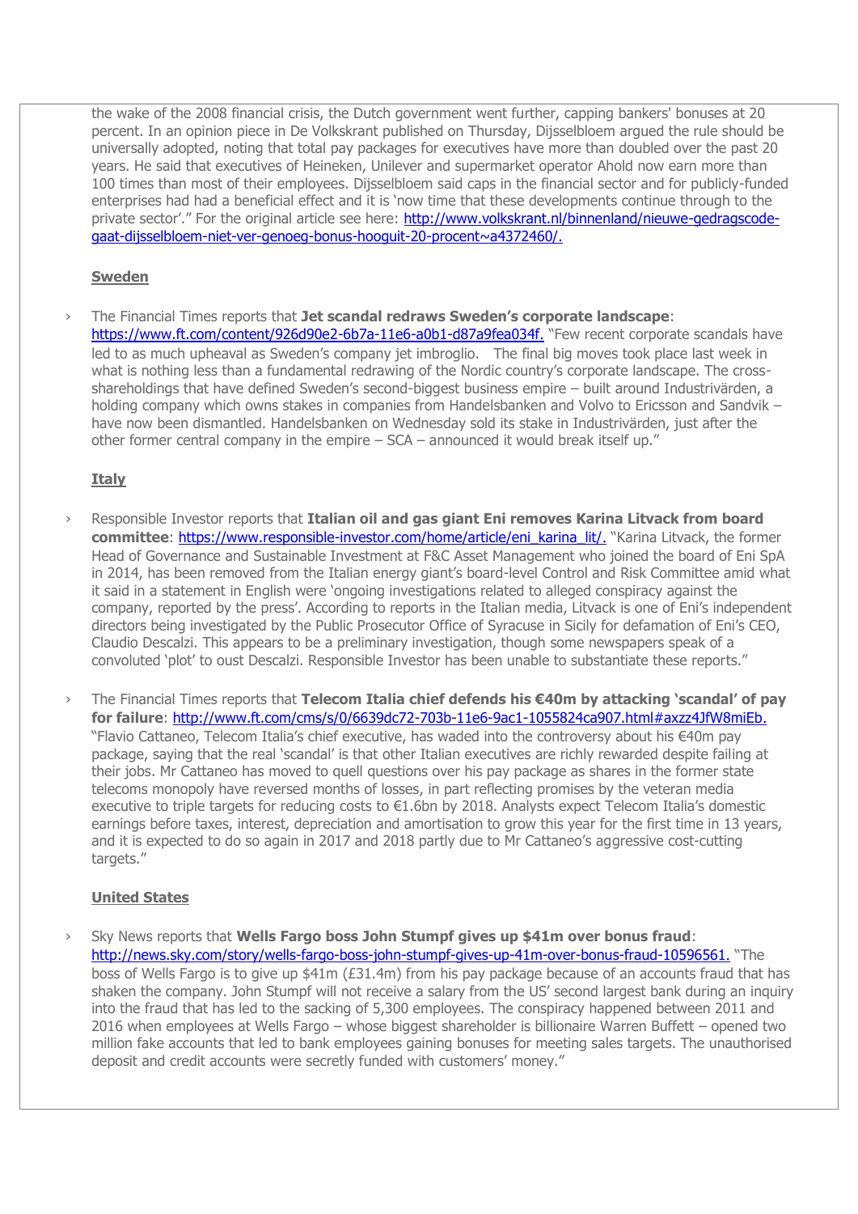the wake of the 2008 financial crisis, the Dutch government went further, capping bankers' bonuses at 20 percent. In an opinion piece in De Volkskrant published on Thursday, Dijsselbloem argued the rule should be universally adopted, noting that total pay packages for executives have more than doubled over the past 20 years. He said that executives of Heineken, Unilever and supermarket operator Ahold now earn more than 100 times than most of their employees. Dijsselbloem said caps in the financial sector and for publicly-funded enterprises had had a beneficial effect and it is 'now time that these developments continue through to the private sector'." For the original article see here: http://www.volkskrant.nl/binnenland/nieuwe-gedragscode-gaat-dijsselbloem-niet-ver-genoeg-bonus-hooguit-20-procent~a4372460/.

## Sweden

- The Financial Times reports that **Jet scandal redraws Sweden's corporate landscape**: https://www.ft.com/content/926d90e2-6b7a-11e6-a0b1-d87a9fea034f. "Few recent corporate scandals have led to as much upheaval as Sweden's company jet imbroglio. The final big moves took place last week in what is nothing less than a fundamental redrawing of the Nordic country's corporate landscape. The cross-shareholdings that have defined Sweden's second-biggest business empire – built around Industrivärden, a holding company which owns stakes in companies from Handelsbanken and Volvo to Ericsson and Sandvik – have now been dismantled. Handelsbanken on Wednesday sold its stake in Industrivärden, just after the other former central company in the empire – SCA – announced it would break itself up."

## Italy

- Responsible Investor reports that **Italian oil and gas giant Eni removes Karina Litvack from board committee**: https://www.responsible-investor.com/home/article/eni_karina_lit/. "Karina Litvack, the former Head of Governance and Sustainable Investment at F&C Asset Management who joined the board of Eni SpA in 2014, has been removed from the Italian energy giant's board-level Control and Risk Committee amid what it said in a statement in English were 'ongoing investigations related to alleged conspiracy against the company, reported by the press'. According to reports in the Italian media, Litvack is one of Eni's independent directors being investigated by the Public Prosecutor Office of Syracuse in Sicily for defamation of Eni's CEO, Claudio Descalzi. This appears to be a preliminary investigation, though some newspapers speak of a convoluted 'plot' to oust Descalzi. Responsible Investor has been unable to substantiate these reports."

- The Financial Times reports that **Telecom Italia chief defends his €40m by attacking 'scandal' of pay for failure**: http://www.ft.com/cms/s/0/6639dc72-703b-11e6-9ac1-1055824ca907.html#axzz4JfW8miEb. "Flavio Cattaneo, Telecom Italia's chief executive, has waded into the controversy about his €40m pay package, saying that the real 'scandal' is that other Italian executives are richly rewarded despite failing at their jobs. Mr Cattaneo has moved to quell questions over his pay package as shares in the former state telecoms monopoly have reversed months of losses, in part reflecting promises by the veteran media executive to triple targets for reducing costs to €1.6bn by 2018. Analysts expect Telecom Italia's domestic earnings before taxes, interest, depreciation and amortisation to grow this year for the first time in 13 years, and it is expected to do so again in 2017 and 2018 partly due to Mr Cattaneo's aggressive cost-cutting targets."

## United States

- Sky News reports that **Wells Fargo boss John Stumpf gives up $41m over bonus fraud**: http://news.sky.com/story/wells-fargo-boss-john-stumpf-gives-up-41m-over-bonus-fraud-10596561. "The boss of Wells Fargo is to give up $41m (£31.4m) from his pay package because of an accounts fraud that has shaken the company. John Stumpf will not receive a salary from the US' second largest bank during an inquiry into the fraud that has led to the sacking of 5,300 employees. The conspiracy happened between 2011 and 2016 when employees at Wells Fargo – whose biggest shareholder is billionaire Warren Buffett – opened two million fake accounts that led to bank employees gaining bonuses for meeting sales targets. The unauthorised deposit and credit accounts were secretly funded with customers' money."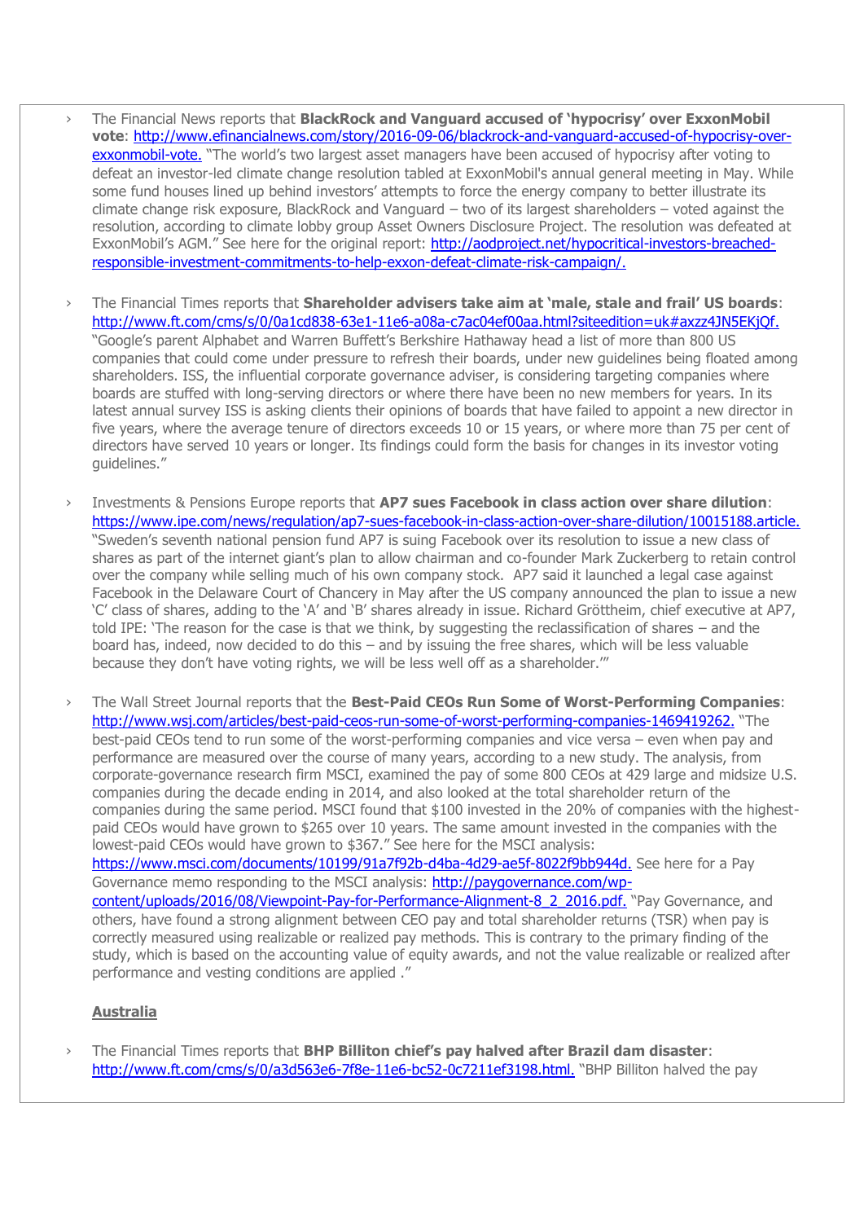- The Financial News reports that **BlackRock and Vanguard accused of 'hypocrisy' over ExxonMobil vote**: http://www.efinancialnews.com/story/2016-09-06/blackrock-and-vanguard-accused-of-hypocrisy-over-exxonmobil-vote. "The world's two largest asset managers have been accused of hypocrisy after voting to defeat an investor-led climate change resolution tabled at ExxonMobil's annual general meeting in May. While some fund houses lined up behind investors' attempts to force the energy company to better illustrate its climate change risk exposure, BlackRock and Vanguard – two of its largest shareholders – voted against the resolution, according to climate lobby group Asset Owners Disclosure Project. The resolution was defeated at ExxonMobil's AGM." See here for the original report: http://aodproject.net/hypocritical-investors-breached-responsible-investment-commitments-to-help-exxon-defeat-climate-risk-campaign/.

- The Financial Times reports that **Shareholder advisers take aim at 'male, stale and frail' US boards**: http://www.ft.com/cms/s/0/0a1cd838-63e1-11e6-a08a-c7ac04ef00aa.html?siteedition=uk#axzz4JN5EKjQf. "Google's parent Alphabet and Warren Buffett's Berkshire Hathaway head a list of more than 800 US companies that could come under pressure to refresh their boards, under new guidelines being floated among shareholders. ISS, the influential corporate governance adviser, is considering targeting companies where boards are stuffed with long-serving directors or where there have been no new members for years. In its latest annual survey ISS is asking clients their opinions of boards that have failed to appoint a new director in five years, where the average tenure of directors exceeds 10 or 15 years, or where more than 75 per cent of directors have served 10 years or longer. Its findings could form the basis for changes in its investor voting guidelines."

- Investments & Pensions Europe reports that **AP7 sues Facebook in class action over share dilution**: https://www.ipe.com/news/regulation/ap7-sues-facebook-in-class-action-over-share-dilution/10015188.article. "Sweden's seventh national pension fund AP7 is suing Facebook over its resolution to issue a new class of shares as part of the internet giant's plan to allow chairman and co-founder Mark Zuckerberg to retain control over the company while selling much of his own company stock. AP7 said it launched a legal case against Facebook in the Delaware Court of Chancery in May after the US company announced the plan to issue a new 'C' class of shares, adding to the 'A' and 'B' shares already in issue. Richard Gröttheim, chief executive at AP7, told IPE: 'The reason for the case is that we think, by suggesting the reclassification of shares – and the board has, indeed, now decided to do this – and by issuing the free shares, which will be less valuable because they don't have voting rights, we will be less well off as a shareholder.'"

- The Wall Street Journal reports that the **Best-Paid CEOs Run Some of Worst-Performing Companies**: http://www.wsj.com/articles/best-paid-ceos-run-some-of-worst-performing-companies-1469419262. "The best-paid CEOs tend to run some of the worst-performing companies and vice versa – even when pay and performance are measured over the course of many years, according to a new study. The analysis, from corporate-governance research firm MSCI, examined the pay of some 800 CEOs at 429 large and midsize U.S. companies during the decade ending in 2014, and also looked at the total shareholder return of the companies during the same period. MSCI found that $100 invested in the 20% of companies with the highest-paid CEOs would have grown to $265 over 10 years. The same amount invested in the companies with the lowest-paid CEOs would have grown to $367." See here for the MSCI analysis: https://www.msci.com/documents/10199/91a7f92b-d4ba-4d29-ae5f-8022f9bb944d. See here for a Pay Governance memo responding to the MSCI analysis: http://paygovernance.com/wp-content/uploads/2016/08/Viewpoint-Pay-for-Performance-Alignment-8_2_2016.pdf. "Pay Governance, and others, have found a strong alignment between CEO pay and total shareholder returns (TSR) when pay is correctly measured using realizable or realized pay methods. This is contrary to the primary finding of the study, which is based on the accounting value of equity awards, and not the value realizable or realized after performance and vesting conditions are applied ."

**Australia**

- The Financial Times reports that **BHP Billiton chief's pay halved after Brazil dam disaster**: http://www.ft.com/cms/s/0/a3d563e6-7f8e-11e6-bc52-0c7211ef3198.html. "BHP Billiton halved the pay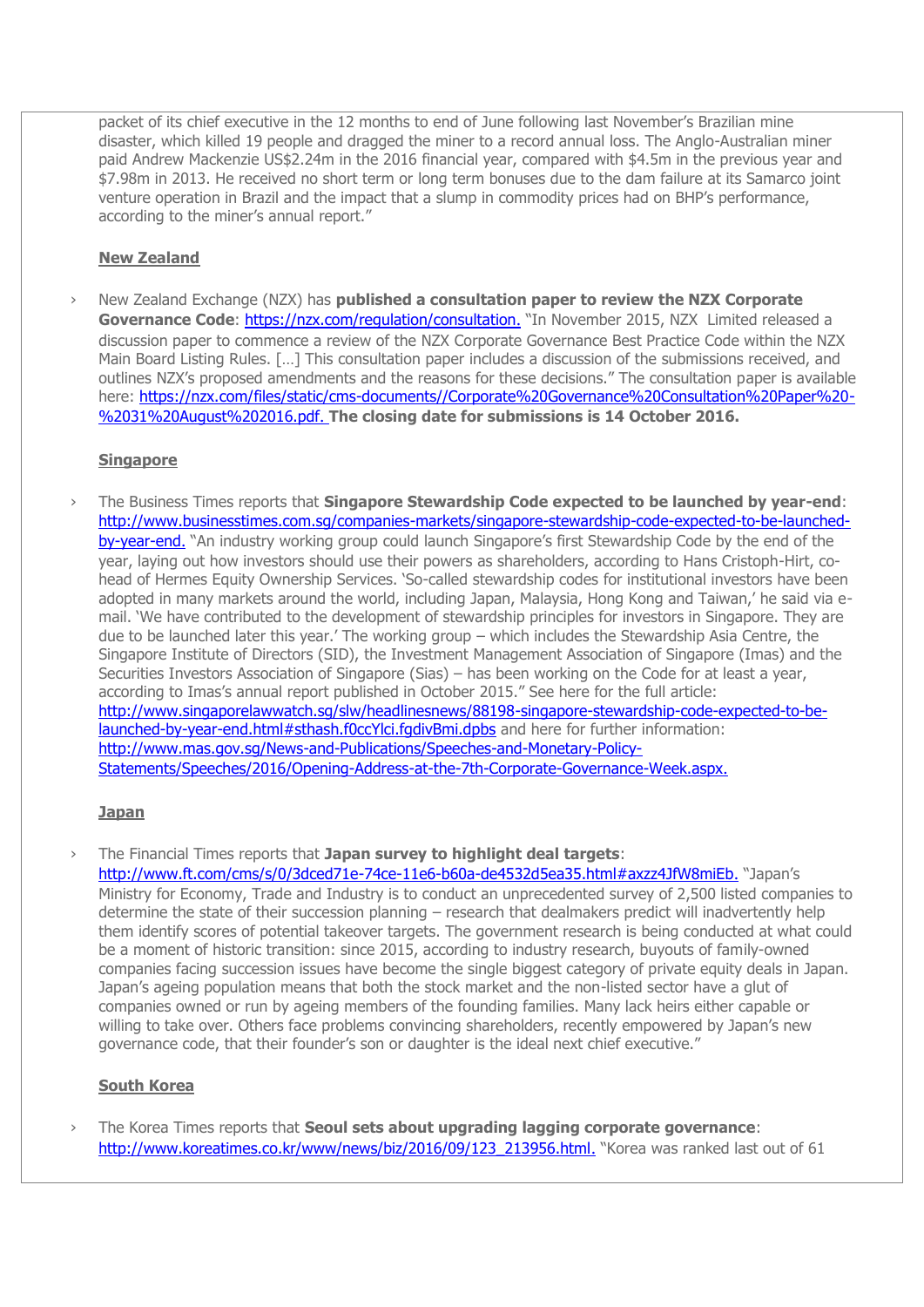packet of its chief executive in the 12 months to end of June following last November's Brazilian mine disaster, which killed 19 people and dragged the miner to a record annual loss. The Anglo-Australian miner paid Andrew Mackenzie US$2.24m in the 2016 financial year, compared with $4.5m in the previous year and $7.98m in 2013. He received no short term or long term bonuses due to the dam failure at its Samarco joint venture operation in Brazil and the impact that a slump in commodity prices had on BHP's performance, according to the miner's annual report."

**New Zealand**

- New Zealand Exchange (NZX) has **published a consultation paper to review the NZX Corporate Governance Code**: https://nzx.com/regulation/consultation. "In November 2015, NZX Limited released a discussion paper to commence a review of the NZX Corporate Governance Best Practice Code within the NZX Main Board Listing Rules. […] This consultation paper includes a discussion of the submissions received, and outlines NZX's proposed amendments and the reasons for these decisions." The consultation paper is available here: https://nzx.com/files/static/cms-documents//Corporate%20Governance%20Consultation%20Paper%20-%2031%20August%202016.pdf. **The closing date for submissions is 14 October 2016.**

**Singapore**

- The Business Times reports that **Singapore Stewardship Code expected to be launched by year-end**: http://www.businesstimes.com.sg/companies-markets/singapore-stewardship-code-expected-to-be-launched-by-year-end. "An industry working group could launch Singapore's first Stewardship Code by the end of the year, laying out how investors should use their powers as shareholders, according to Hans Cristoph-Hirt, co-head of Hermes Equity Ownership Services. 'So-called stewardship codes for institutional investors have been adopted in many markets around the world, including Japan, Malaysia, Hong Kong and Taiwan,' he said via e-mail. 'We have contributed to the development of stewardship principles for investors in Singapore. They are due to be launched later this year.' The working group – which includes the Stewardship Asia Centre, the Singapore Institute of Directors (SID), the Investment Management Association of Singapore (Imas) and the Securities Investors Association of Singapore (Sias) – has been working on the Code for at least a year, according to Imas's annual report published in October 2015." See here for the full article: http://www.singaporelawwatch.sg/slw/headlinesnews/88198-singapore-stewardship-code-expected-to-be-launched-by-year-end.html#sthash.f0ccYlci.fgdivBmi.dpbs and here for further information: http://www.mas.gov.sg/News-and-Publications/Speeches-and-Monetary-Policy-Statements/Speeches/2016/Opening-Address-at-the-7th-Corporate-Governance-Week.aspx.

**Japan**

- The Financial Times reports that **Japan survey to highlight deal targets**: http://www.ft.com/cms/s/0/3dced71e-74ce-11e6-b60a-de4532d5ea35.html#axzz4JfW8miEb. "Japan's Ministry for Economy, Trade and Industry is to conduct an unprecedented survey of 2,500 listed companies to determine the state of their succession planning – research that dealmakers predict will inadvertently help them identify scores of potential takeover targets. The government research is being conducted at what could be a moment of historic transition: since 2015, according to industry research, buyouts of family-owned companies facing succession issues have become the single biggest category of private equity deals in Japan. Japan's ageing population means that both the stock market and the non-listed sector have a glut of companies owned or run by ageing members of the founding families. Many lack heirs either capable or willing to take over. Others face problems convincing shareholders, recently empowered by Japan's new governance code, that their founder's son or daughter is the ideal next chief executive."

**South Korea**

- The Korea Times reports that **Seoul sets about upgrading lagging corporate governance**: http://www.koreatimes.co.kr/www/news/biz/2016/09/123_213956.html. "Korea was ranked last out of 61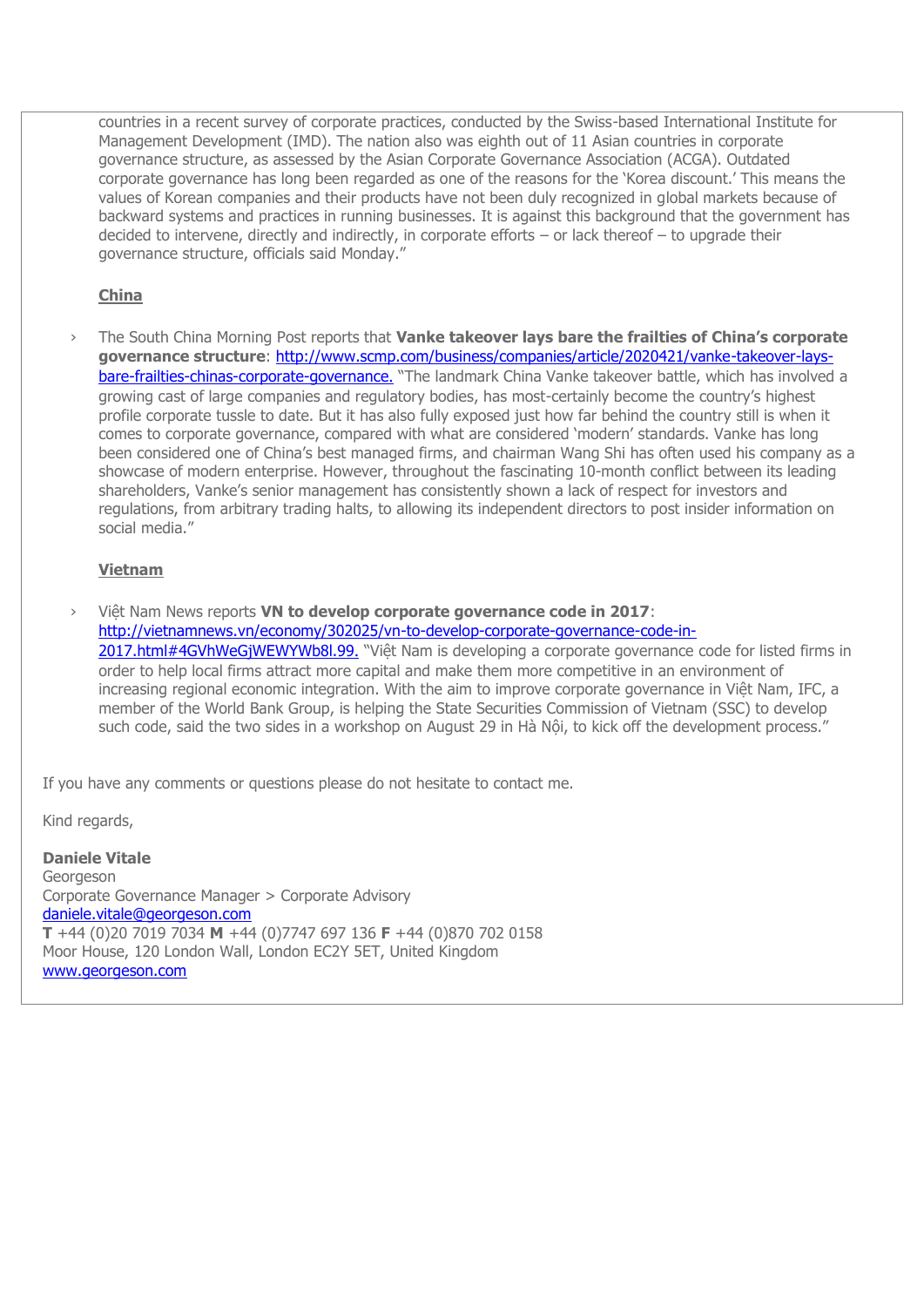countries in a recent survey of corporate practices, conducted by the Swiss-based International Institute for Management Development (IMD). The nation also was eighth out of 11 Asian countries in corporate governance structure, as assessed by the Asian Corporate Governance Association (ACGA). Outdated corporate governance has long been regarded as one of the reasons for the 'Korea discount.' This means the values of Korean companies and their products have not been duly recognized in global markets because of backward systems and practices in running businesses. It is against this background that the government has decided to intervene, directly and indirectly, in corporate efforts – or lack thereof – to upgrade their governance structure, officials said Monday."

**China**

- The South China Morning Post reports that **Vanke takeover lays bare the frailties of China's corporate governance structure**: http://www.scmp.com/business/companies/article/2020421/vanke-takeover-lays-bare-frailties-chinas-corporate-governance. "The landmark China Vanke takeover battle, which has involved a growing cast of large companies and regulatory bodies, has most-certainly become the country's highest profile corporate tussle to date. But it has also fully exposed just how far behind the country still is when it comes to corporate governance, compared with what are considered 'modern' standards. Vanke has long been considered one of China's best managed firms, and chairman Wang Shi has often used his company as a showcase of modern enterprise. However, throughout the fascinating 10-month conflict between its leading shareholders, Vanke's senior management has consistently shown a lack of respect for investors and regulations, from arbitrary trading halts, to allowing its independent directors to post insider information on social media."

**Vietnam**

- Việt Nam News reports **VN to develop corporate governance code in 2017**: http://vietnamnews.vn/economy/302025/vn-to-develop-corporate-governance-code-in-2017.html#4GVhWeGjWEWYWb8l.99. "Việt Nam is developing a corporate governance code for listed firms in order to help local firms attract more capital and make them more competitive in an environment of increasing regional economic integration. With the aim to improve corporate governance in Việt Nam, IFC, a member of the World Bank Group, is helping the State Securities Commission of Vietnam (SSC) to develop such code, said the two sides in a workshop on August 29 in Hà Nội, to kick off the development process."

If you have any comments or questions please do not hesitate to contact me.

Kind regards,

**Daniele Vitale**
Georgeson
Corporate Governance Manager > Corporate Advisory
daniele.vitale@georgeson.com
**T** +44 (0)20 7019 7034 **M** +44 (0)7747 697 136 **F** +44 (0)870 702 0158
Moor House, 120 London Wall, London EC2Y 5ET, United Kingdom
www.georgeson.com